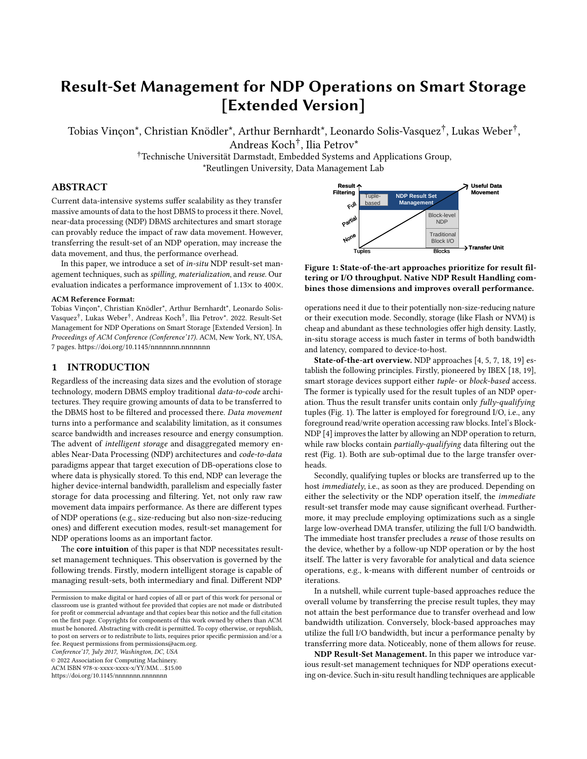# Result-Set Management for NDP Operations on Smart Storage [Extended Version]

Tobias Vinçon*, Christian Knödler*, Arthur Bernhardt*, Leonardo Solis-Vasquez†, Lukas Weber†, Andreas Koch†, Ilia Petrov*

†Technische Universität Darmstadt, Embedded Systems and Applications Group,
*Reutlingen University, Data Management Lab

## ABSTRACT

Current data-intensive systems suffer scalability as they transfer massive amounts of data to the host DBMS to process it there. Novel, near-data processing (NDP) DBMS architectures and smart storage can provably reduce the impact of raw data movement. However, transferring the result-set of an NDP operation, may increase the data movement, and thus, the performance overhead.

In this paper, we introduce a set of *in-situ* NDP result-set management techniques, such as *spilling*, *materialization*, and *reuse*. Our evaluation indicates a performance improvement of 1.13× to 400×.

**ACM Reference Format:**
Tobias Vinçon*, Christian Knödler*, Arthur Bernhardt*, Leonardo Solis-Vasquez†, Lukas Weber†, Andreas Koch†, Ilia Petrov*. 2022. Result-Set Management for NDP Operations on Smart Storage [Extended Version]. In *Proceedings of ACM Conference (Conference'17)*. ACM, New York, NY, USA, 7 pages. https://doi.org/10.1145/nnnnnnn.nnnnnnn

## 1 INTRODUCTION

Regardless of the increasing data sizes and the evolution of storage technology, modern DBMS employ traditional *data-to-code* architectures. They require growing amounts of data to be transferred to the DBMS host to be filtered and processed there. *Data movement* turns into a performance and scalability limitation, as it consumes scarce bandwidth and increases resource and energy consumption. The advent of *intelligent storage* and disaggregated memory enables Near-Data Processing (NDP) architectures and *code-to-data* paradigms appear that target execution of DB-operations close to where data is physically stored. To this end, NDP can leverage the higher device-internal bandwidth, parallelism and especially faster storage for data processing and filtering. Yet, not only raw movement data impairs performance. As there are different types of NDP operations (e.g., size-reducing but also non-size-reducing ones) and different execution modes, result-set management for NDP operations looms as an important factor.

The **core intuition** of this paper is that NDP necessitates result-set management techniques. This observation is governed by the following trends. Firstly, modern intelligent storage is capable of managing result-sets, both intermediary and final. Different NDP operations need it due to their potentially non-size-reducing nature or their execution mode. Secondly, storage (like Flash or NVM) is cheap and abundant as these technologies offer high density. Lastly, in-situ storage access is much faster in terms of both bandwidth and latency, compared to device-to-host.

Figure 1: State-of-the-art approaches prioritize for result filtering or I/O throughput. Native NDP Result Handling combines those dimensions and improves overall performance.

**State-of-the-art overview.** NDP approaches [4, 5, 7, 18, 19] establish the following principles. Firstly, pioneered by IBEX [18, 19], smart storage devices support either *tuple-* or *block-based* access. The former is typically used for the result tuples of an NDP operation. Thus the result transfer units contain only *fully-qualifying* tuples (Fig. 1). The latter is employed for foreground I/O, i.e., any foreground read/write operation accessing raw blocks. Intel's Block-NDP [4] improves the latter by allowing an NDP operation to return, while raw blocks contain *partially-qualifying* data filtering out the rest (Fig. 1). Both are sub-optimal due to the large transfer overheads.

Secondly, qualifying tuples or blocks are transferred up to the host *immediately*, i.e., as soon as they are produced. Depending on either the selectivity or the NDP operation itself, the *immediate* result-set transfer mode may cause significant overhead. Furthermore, it may preclude employing optimizations such as a single large low-overhead DMA transfer, utilizing the full I/O bandwidth. The immediate host transfer precludes a *reuse* of those results on the device, whether by a follow-up NDP operation or by the host itself. The latter is very favorable for analytical and data science operations, e.g., k-means with different number of centroids or iterations.

In a nutshell, while current tuple-based approaches reduce the overall volume by transferring the precise result tuples, they may not attain the best performance due to transfer overhead and low bandwidth utilization. Conversely, block-based approaches may utilize the full I/O bandwidth, but incur a performance penalty by transferring more data. Noticeably, none of them allows for reuse.

**NDP Result-Set Management.** In this paper we introduce various result-set management techniques for NDP operations executing on-device. Such in-situ result handling techniques are applicable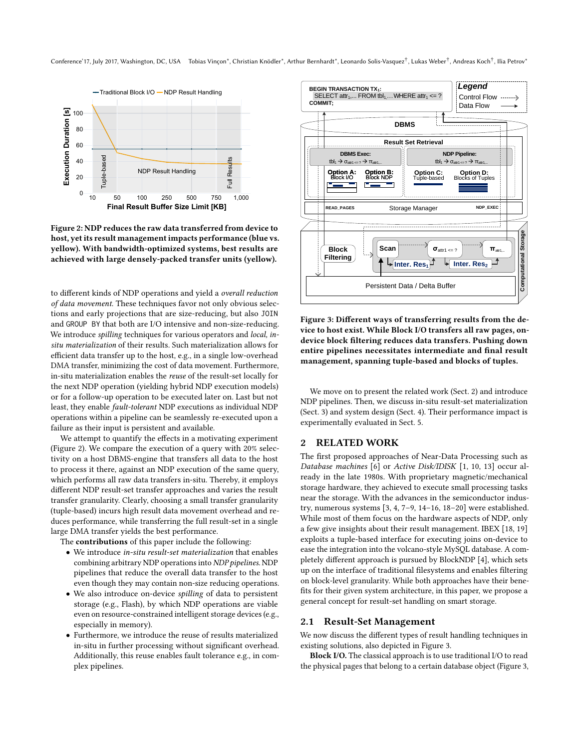Figure 2: NDP reduces the raw data transferred from device to host, yet its result management impacts performance (blue vs. yellow). With bandwidth-optimized systems, best results are achieved with large densely-packed transfer units (yellow).

to different kinds of NDP operations and yield a *overall reduction of data movement*. These techniques favor not only obvious selections and early projections that are size-reducing, but also JOIN and GROUP BY that both are I/O intensive and non-size-reducing. We introduce *spilling* techniques for various operators and *local, in-situ materialization* of their results. Such materialization allows for efficient data transfer up to the host, e.g., in a single low-overhead DMA transfer, minimizing the cost of data movement. Furthermore, in-situ materialization enables the *reuse* of the result-set locally for the next NDP operation (yielding hybrid NDP execution models) or for a follow-up operation to be executed later on. Last but not least, they enable *fault-tolerant* NDP executions as individual NDP operations within a pipeline can be seamlessly re-executed upon a failure as their input is persistent and available.

We attempt to quantify the effects in a motivating experiment (Figure 2). We compare the execution of a query with 20% selectivity on a host DBMS-engine that transfers all data to the host to process it there, against an NDP execution of the same query, which performs all raw data transfers in-situ. Thereby, it employs different NDP result-set transfer approaches and varies the result transfer granularity. Clearly, choosing a small transfer granularity (tuple-based) incurs high result data movement overhead and reduces performance, while transferring the full result-set in a single large DMA transfer yields the best performance.

The **contributions** of this paper include the following:

- We introduce *in-situ result-set materialization* that enables combining arbitrary NDP operations into *NDP pipelines*. NDP pipelines that reduce the overall data transfer to the host even though they may contain non-size reducing operations.
- We also introduce on-device *spilling* of data to persistent storage (e.g., Flash), by which NDP operations are viable even on resource-constrained intelligent storage devices (e.g., especially in memory).
- Furthermore, we introduce the reuse of results materialized in-situ in further processing without significant overhead. Additionally, this reuse enables fault tolerance e.g., in complex pipelines.

Figure 3: Different ways of transferring results from the device to host exist. While Block I/O transfers all raw pages, on-device block filtering reduces data transfers. Pushing down entire pipelines necessitates intermediate and final result management, spanning tuple-based and blocks of tuples.

We move on to present the related work (Sect. 2) and introduce NDP pipelines. Then, we discuss in-situ result-set materialization (Sect. 3) and system design (Sect. 4). Their performance impact is experimentally evaluated in Sect. 5.

## 2 RELATED WORK

The first proposed approaches of Near-Data Processing such as *Database machines* [6] or *Active Disk/IDISK* [1, 10, 13] occur already in the late 1980s. With proprietary magnetic/mechanical storage hardware, they achieved to execute small processing tasks near the storage. With the advances in the semiconductor industry, numerous systems [3, 4, 7–9, 14–16, 18–20] were established. While most of them focus on the hardware aspects of NDP, only a few give insights about their result management. IBEX [18, 19] exploits a tuple-based interface for executing joins on-device to ease the integration into the volcano-style MySQL database. A completely different approach is pursued by BlockNDP [4], which sets up on the interface of traditional filesystems and enables filtering on block-level granularity. While both approaches have their benefits for their given system architecture, in this paper, we propose a general concept for result-set handling on smart storage.

### 2.1 Result-Set Management

We now discuss the different types of result handling techniques in existing solutions, also depicted in Figure 3.

**Block I/O.** The classical approach is to use traditional I/O to read the physical pages that belong to a certain database object (Figure 3,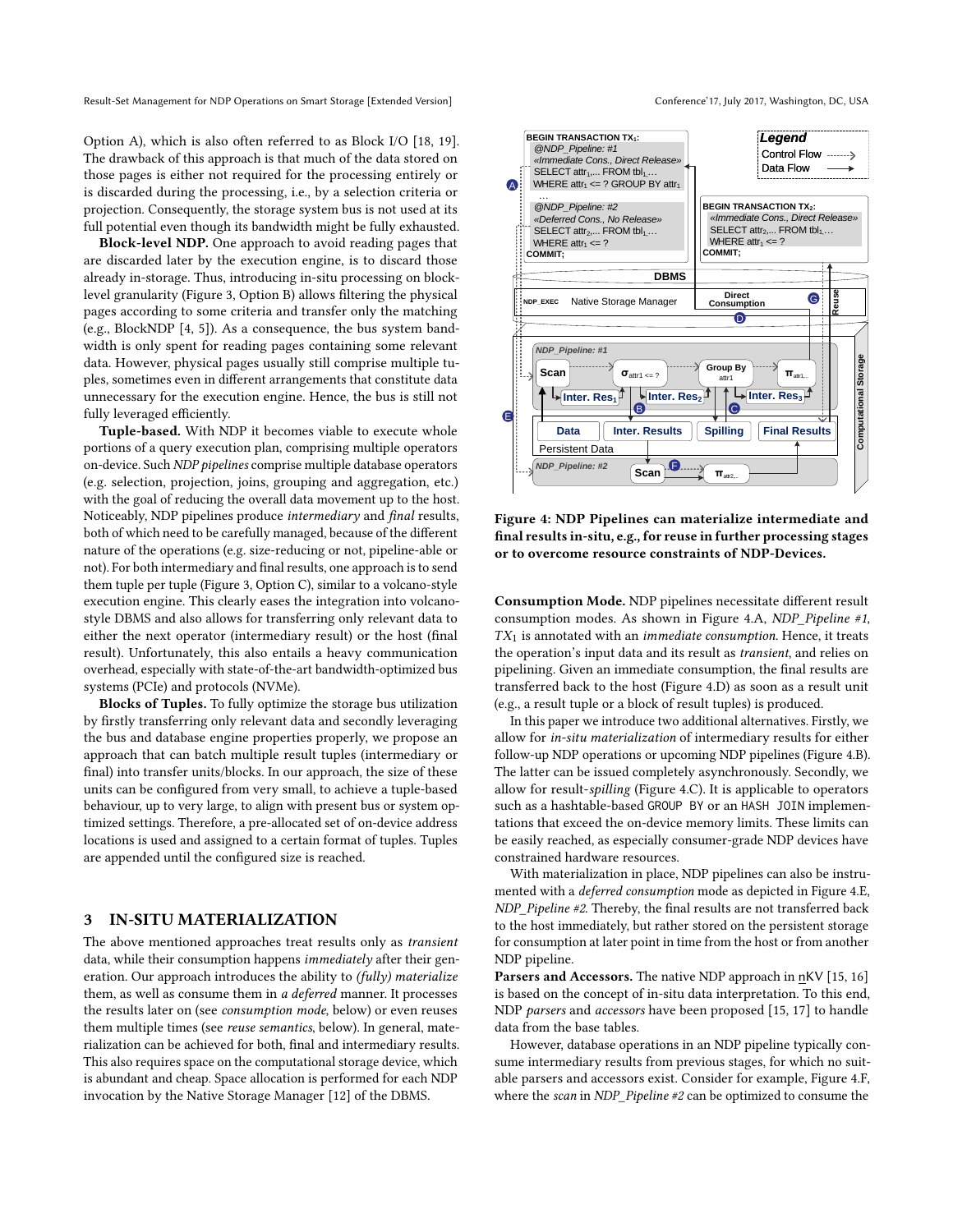Option A), which is also often referred to as Block I/O [18, 19]. The drawback of this approach is that much of the data stored on those pages is either not required for the processing entirely or is discarded during the processing, i.e., by a selection criteria or projection. Consequently, the storage system bus is not used at its full potential even though its bandwidth might be fully exhausted.

**Block-level NDP.** One approach to avoid reading pages that are discarded later by the execution engine, is to discard those already in-storage. Thus, introducing in-situ processing on block-level granularity (Figure 3, Option B) allows filtering the physical pages according to some criteria and transfer only the matching (e.g., BlockNDP [4, 5]). As a consequence, the bus system bandwidth is only spent for reading pages containing some relevant data. However, physical pages usually still comprise multiple tuples, sometimes even in different arrangements that constitute data unnecessary for the execution engine. Hence, the bus is still not fully leveraged efficiently.

**Tuple-based.** With NDP it becomes viable to execute whole portions of a query execution plan, comprising multiple operators on-device. Such *NDP pipelines* comprise multiple database operators (e.g. selection, projection, joins, grouping and aggregation, etc.) with the goal of reducing the overall data movement up to the host. Noticeably, NDP pipelines produce *intermediary* and *final* results, both of which need to be carefully managed, because of the different nature of the operations (e.g. size-reducing or not, pipeline-able or not). For both intermediary and final results, one approach is to send them tuple per tuple (Figure 3, Option C), similar to a volcano-style execution engine. This clearly eases the integration into volcano-style DBMS and also allows for transferring only relevant data to either the host (final result) or the next operator (intermediary result). Unfortunately, this also entails a heavy communication overhead, especially with state-of-the-art bandwidth-optimized bus systems (PCIe) and protocols (NVMe).

**Blocks of Tuples.** To fully optimize the storage bus utilization by firstly transferring only relevant data and secondly leveraging the bus and database engine properties properly, we propose an approach that can batch multiple result tuples (intermediary or final) into transfer units/blocks. In our approach, the size of these units can be configured from very small, to achieve a tuple-based behaviour, up to very large, to align with present bus or system optimized settings. Therefore, a pre-allocated set of on-device address locations is used and assigned to a certain format of tuples. Tuples are appended until the configured size is reached.

## 3 IN-SITU MATERIALIZATION

The above mentioned approaches treat results only as *transient* data, while their consumption happens *immediately* after their generation. Our approach introduces the ability to *(fully) materialize* them, as well as consume them in *a deferred* manner. It processes the results later on (see *consumption mode*, below) or even reuses them multiple times (see *reuse semantics*, below). In general, materialization can be achieved for both, final and intermediary results. This also requires space on the computational storage device, which is abundant and cheap. Space allocation is performed for each NDP invocation by the Native Storage Manager [12] of the DBMS.

**Figure 4: NDP Pipelines can materialize intermediate and final results in-situ, e.g., for reuse in further processing stages or to overcome resource constraints of NDP-Devices.**

**Consumption Mode.** NDP pipelines necessitate different result consumption modes. As shown in Figure 4.A, *NDP_Pipeline #1*, $TX_1$ is annotated with an *immediate consumption*. Hence, it treats the operation's input data and its result as *transient*, and relies on pipelining. Given an immediate consumption, the final results are transferred back to the host (Figure 4.D) as soon as a result unit (e.g., a result tuple or a block of result tuples) is produced.

In this paper we introduce two additional alternatives. Firstly, we allow for *in-situ materialization* of intermediary results for either follow-up NDP operations or upcoming NDP pipelines (Figure 4.B). The latter can be issued completely asynchronously. Secondly, we allow for result-*spilling* (Figure 4.C). It is applicable to operators such as a hashtable-based GROUP BY or an HASH JOIN implementations that exceed the on-device memory limits. These limits can be easily reached, as especially consumer-grade NDP devices have constrained hardware resources.

With materialization in place, NDP pipelines can also be instrumented with a *deferred consumption* mode as depicted in Figure 4.E, *NDP_Pipeline #2*. Thereby, the final results are not transferred back to the host immediately, but rather stored on the persistent storage for consumption at later point in time from the host or from another NDP pipeline.

**Parsers and Accessors.** The native NDP approach in nKV [15, 16] is based on the concept of in-situ data interpretation. To this end, NDP *parsers* and *accessors* have been proposed [15, 17] to handle data from the base tables.

However, database operations in an NDP pipeline typically consume intermediary results from previous stages, for which no suitable parsers and accessors exist. Consider for example, Figure 4.F, where the *scan* in *NDP_Pipeline #2* can be optimized to consume the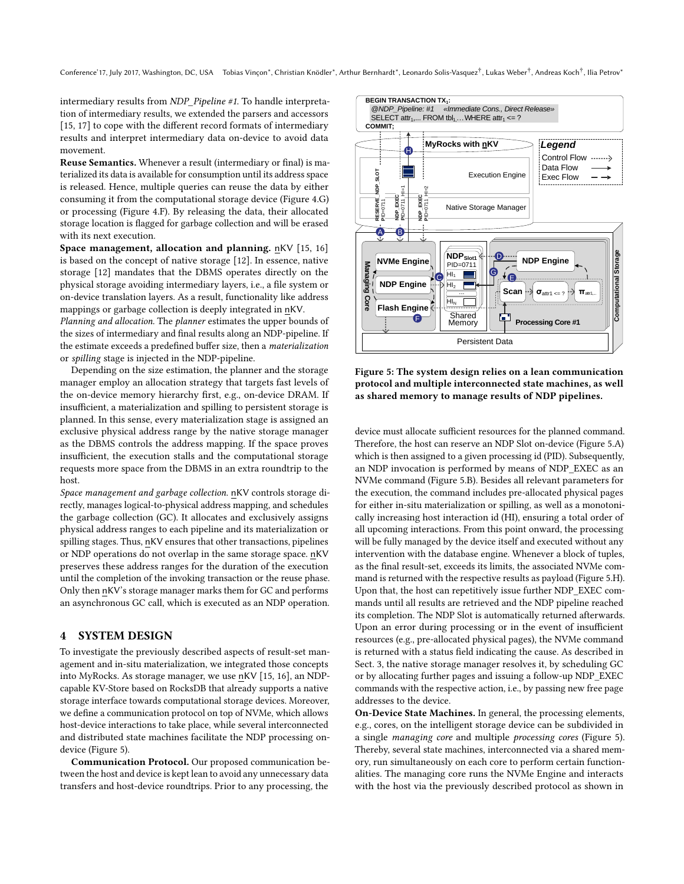intermediary results from *NDP_Pipeline #1*. To handle interpretation of intermediary results, we extended the parsers and accessors [15, 17] to cope with the different record formats of intermediary results and interpret intermediary data on-device to avoid data movement.

**Reuse Semantics.** Whenever a result (intermediary or final) is materialized its data is available for consumption until its address space is released. Hence, multiple queries can reuse the data by either consuming it from the computational storage device (Figure 4.G) or processing (Figure 4.F). By releasing the data, their allocated storage location is flagged for garbage collection and will be erased with its next execution.

**Space management, allocation and planning.** nKV [15, 16] is based on the concept of native storage [12]. In essence, native storage [12] mandates that the DBMS operates directly on the physical storage avoiding intermediary layers, i.e., a file system or on-device translation layers. As a result, functionality like address mappings or garbage collection is deeply integrated in nKV.

*Planning and allocation.* The *planner* estimates the upper bounds of the sizes of intermediary and final results along an NDP-pipeline. If the estimate exceeds a predefined buffer size, then a *materialization* or *spilling* stage is injected in the NDP-pipeline.

Depending on the size estimation, the planner and the storage manager employ an allocation strategy that targets fast levels of the on-device memory hierarchy first, e.g., on-device DRAM. If insufficient, a materialization and spilling to persistent storage is planned. In this sense, every materialization stage is assigned an exclusive physical address range by the native storage manager as the DBMS controls the address mapping. If the space proves insufficient, the execution stalls and the computational storage requests more space from the DBMS in an extra roundtrip to the host.

*Space management and garbage collection.* nKV controls storage directly, manages logical-to-physical address mapping, and schedules the garbage collection (GC). It allocates and exclusively assigns physical address ranges to each pipeline and its materialization or spilling stages. Thus, nKV ensures that other transactions, pipelines or NDP operations do not overlap in the same storage space. nKV preserves these address ranges for the duration of the execution until the completion of the invoking transaction or the reuse phase. Only then nKV's storage manager marks them for GC and performs an asynchronous GC call, which is executed as an NDP operation.

## 4 SYSTEM DESIGN

To investigate the previously described aspects of result-set management and in-situ materialization, we integrated those concepts into MyRocks. As storage manager, we use nKV [15, 16], an NDP-capable KV-Store based on RocksDB that already supports a native storage interface towards computational storage devices. Moreover, we define a communication protocol on top of NVMe, which allows host-device interactions to take place, while several interconnected and distributed state machines facilitate the NDP processing on-device (Figure 5).

**Communication Protocol.** Our proposed communication between the host and device is kept lean to avoid any unnecessary data transfers and host-device roundtrips. Prior to any processing, the device must allocate sufficient resources for the planned command. Therefore, the host can reserve an NDP Slot on-device (Figure 5.A) which is then assigned to a given processing id (PID). Subsequently, an NDP invocation is performed by means of NDP_EXEC as an NVMe command (Figure 5.B). Besides all relevant parameters for the execution, the command includes pre-allocated physical pages for either in-situ materialization or spilling, as well as a monotonically increasing host interaction id (HI), ensuring a total order of all upcoming interactions. From this point onward, the processing will be fully managed by the device itself and executed without any intervention with the database engine. Whenever a block of tuples, as the final result-set, exceeds its limits, the associated NVMe command is returned with the respective results as payload (Figure 5.H). Upon that, the host can repetitively issue further NDP_EXEC commands until all results are retrieved and the NDP pipeline reached its completion. The NDP Slot is automatically returned afterwards. Upon an error during processing or in the event of insufficient resources (e.g., pre-allocated physical pages), the NVMe command is returned with a status field indicating the cause. As described in Sect. 3, the native storage manager resolves it, by scheduling GC or by allocating further pages and issuing a follow-up NDP_EXEC commands with the respective action, i.e., by passing new free page addresses to the device.

**Figure 5: The system design relies on a lean communication protocol and multiple interconnected state machines, as well as shared memory to manage results of NDP pipelines.**

**On-Device State Machines.** In general, the processing elements, e.g., cores, on the intelligent storage device can be subdivided in a single *managing core* and multiple *processing cores* (Figure 5). Thereby, several state machines, interconnected via a shared memory, run simultaneously on each core to perform certain functionalities. The managing core runs the NVMe Engine and interacts with the host via the previously described protocol as shown in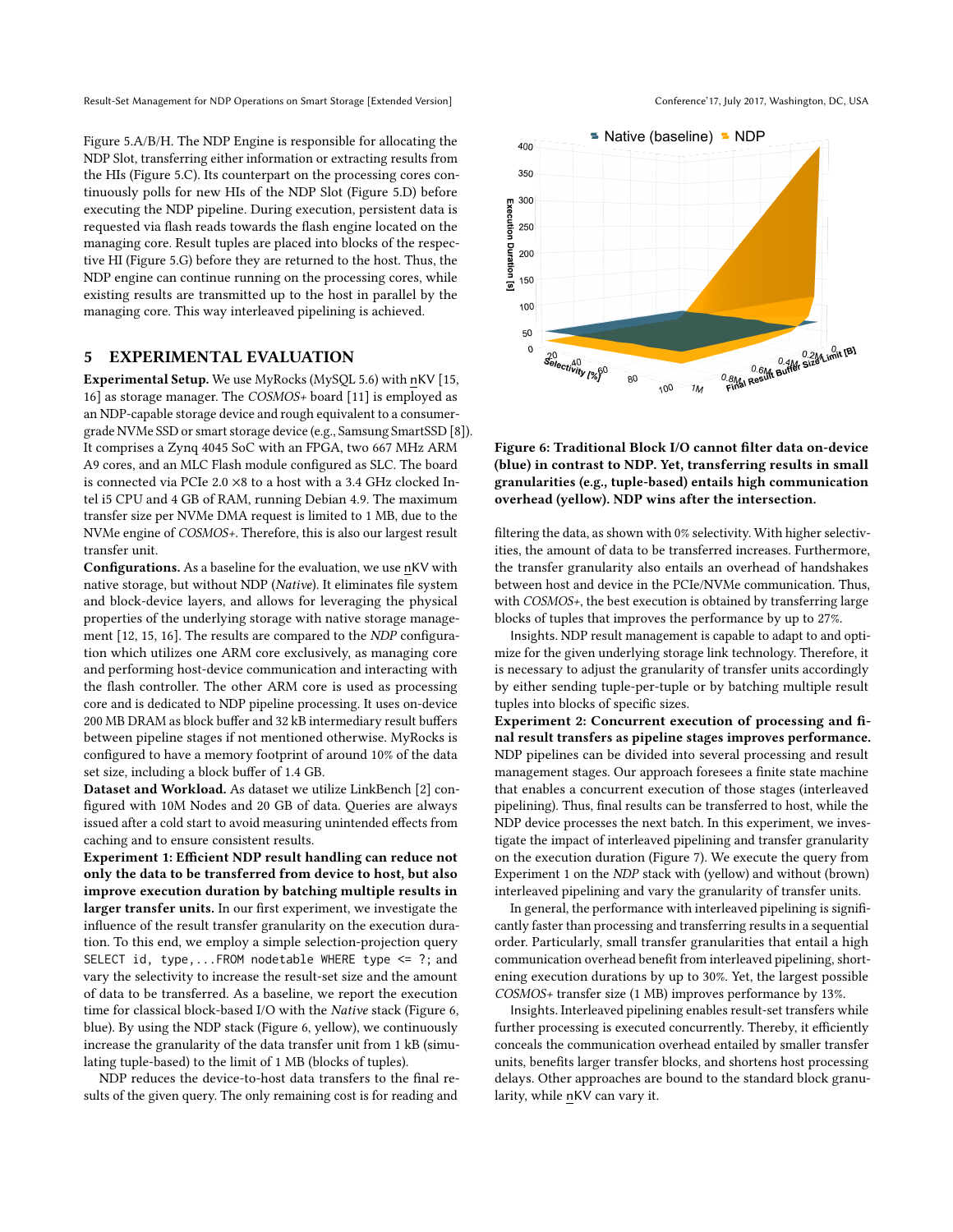Figure 5.A/B/H. The NDP Engine is responsible for allocating the NDP Slot, transferring either information or extracting results from the HIs (Figure 5.C). Its counterpart on the processing cores continuously polls for new HIs of the NDP Slot (Figure 5.D) before executing the NDP pipeline. During execution, persistent data is requested via flash reads towards the flash engine located on the managing core. Result tuples are placed into blocks of the respective HI (Figure 5.G) before they are returned to the host. Thus, the NDP engine can continue running on the processing cores, while existing results are transmitted up to the host in parallel by the managing core. This way interleaved pipelining is achieved.

## 5 EXPERIMENTAL EVALUATION

**Experimental Setup.** We use MyRocks (MySQL 5.6) with nKV [15, 16] as storage manager. The *COSMOS+* board [11] is employed as an NDP-capable storage device and rough equivalent to a consumer-grade NVMe SSD or smart storage device (e.g., Samsung SmartSSD [8]). It comprises a Zynq 4045 SoC with an FPGA, two 667 MHz ARM A9 cores, and an MLC Flash module configured as SLC. The board is connected via PCIe 2.0 ×8 to a host with a 3.4 GHz clocked Intel i5 CPU and 4 GB of RAM, running Debian 4.9. The maximum transfer size per NVMe DMA request is limited to 1 MB, due to the NVMe engine of *COSMOS+*. Therefore, this is also our largest result transfer unit.

**Configurations.** As a baseline for the evaluation, we use nKV with native storage, but without NDP (*Native*). It eliminates file system and block-device layers, and allows for leveraging the physical properties of the underlying storage with native storage management [12, 15, 16]. The results are compared to the *NDP* configuration which utilizes one ARM core exclusively, as managing core and performing host-device communication and interacting with the flash controller. The other ARM core is used as processing core and is dedicated to NDP pipeline processing. It uses on-device 200 MB DRAM as block buffer and 32 kB intermediary result buffers between pipeline stages if not mentioned otherwise. MyRocks is configured to have a memory footprint of around 10% of the data set size, including a block buffer of 1.4 GB.

**Dataset and Workload.** As dataset we utilize LinkBench [2] configured with 10M Nodes and 20 GB of data. Queries are always issued after a cold start to avoid measuring unintended effects from caching and to ensure consistent results.

**Experiment 1: Efficient NDP result handling can reduce not only the data to be transferred from device to host, but also improve execution duration by batching multiple results in larger transfer units.** In our first experiment, we investigate the influence of the result transfer granularity on the execution duration. To this end, we employ a simple selection-projection query `SELECT id, type,...FROM nodetable WHERE type <= ?;` and vary the selectivity to increase the result-set size and the amount of data to be transferred. As a baseline, we report the execution time for classical block-based I/O with the *Native* stack (Figure 6, blue). By using the NDP stack (Figure 6, yellow), we continuously increase the granularity of the data transfer unit from 1 kB (simulating tuple-based) to the limit of 1 MB (blocks of tuples).

NDP reduces the device-to-host data transfers to the final results of the given query. The only remaining cost is for reading and filtering the data, as shown with 0% selectivity. With higher selectivities, the amount of data to be transferred increases. Furthermore, the transfer granularity also entails an overhead of handshakes between host and device in the PCIe/NVMe communication. Thus, with *COSMOS+*, the best execution is obtained by transferring large blocks of tuples that improves the performance by up to 27%.

Insights. NDP result management is capable to adapt to and optimize for the given underlying storage link technology. Therefore, it is necessary to adjust the granularity of transfer units accordingly by either sending tuple-per-tuple or by batching multiple result tuples into blocks of specific sizes.

**Figure 6: Traditional Block I/O cannot filter data on-device (blue) in contrast to NDP. Yet, transferring results in small granularities (e.g., tuple-based) entails high communication overhead (yellow). NDP wins after the intersection.**

**Experiment 2: Concurrent execution of processing and final result transfers as pipeline stages improves performance.** NDP pipelines can be divided into several processing and result management stages. Our approach foresees a finite state machine that enables a concurrent execution of those stages (interleaved pipelining). Thus, final results can be transferred to host, while the NDP device processes the next batch. In this experiment, we investigate the impact of interleaved pipelining and transfer granularity on the execution duration (Figure 7). We execute the query from Experiment 1 on the *NDP* stack with (yellow) and without (brown) interleaved pipelining and vary the granularity of transfer units.

In general, the performance with interleaved pipelining is significantly faster than processing and transferring results in a sequential order. Particularly, small transfer granularities that entail a high communication overhead benefit from interleaved pipelining, shortening execution durations by up to 30%. Yet, the largest possible *COSMOS+* transfer size (1 MB) improves performance by 13%.

Insights. Interleaved pipelining enables result-set transfers while further processing is executed concurrently. Thereby, it efficiently conceals the communication overhead entailed by smaller transfer units, benefits larger transfer blocks, and shortens host processing delays. Other approaches are bound to the standard block granularity, while nKV can vary it.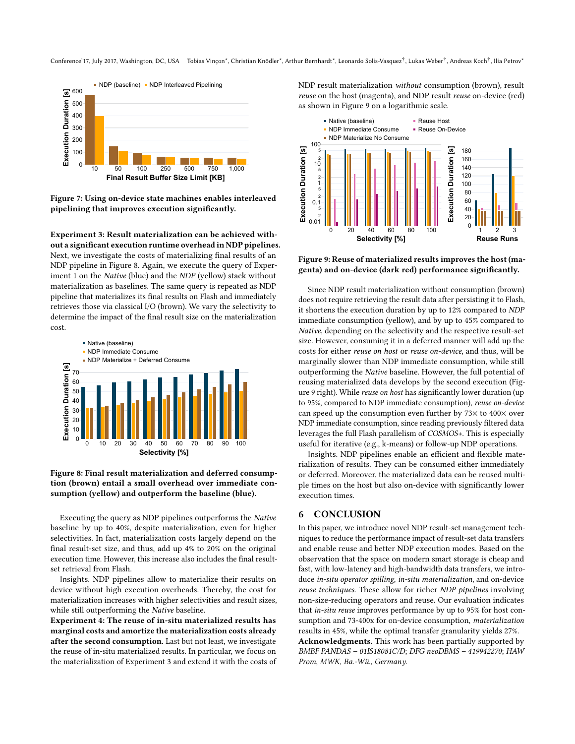Figure 7: Using on-device state machines enables interleaved pipelining that improves execution significantly.

**Experiment 3: Result materialization can be achieved without a significant execution runtime overhead in NDP pipelines.** Next, we investigate the costs of materializing final results of an NDP pipeline in Figure 8. Again, we execute the query of Experiment 1 on the *Native* (blue) and the *NDP* (yellow) stack without materialization as baselines. The same query is repeated as NDP pipeline that materializes its final results on Flash and immediately retrieves those via classical I/O (brown). We vary the selectivity to determine the impact of the final result size on the materialization cost.

Figure 8: Final result materialization and deferred consumption (brown) entail a small overhead over immediate consumption (yellow) and outperform the baseline (blue).

Executing the query as NDP pipelines outperforms the *Native* baseline by up to 40%, despite materialization, even for higher selectivities. In fact, materialization costs largely depend on the final result-set size, and thus, add up 4% to 20% on the original execution time. However, this increase also includes the final result-set retrieval from Flash.

Insights. NDP pipelines allow to materialize their results on device without high execution overheads. Thereby, the cost for materialization increases with higher selectivities and result sizes, while still outperforming the *Native* baseline.

**Experiment 4: The reuse of in-situ materialized results has marginal costs and amortize the materialization costs already after the second consumption.** Last but not least, we investigate the reuse of in-situ materialized results. In particular, we focus on the materialization of Experiment 3 and extend it with the costs of NDP result materialization *without* consumption (brown), result *reuse* on the host (magenta), and NDP result *reuse* on-device (red) as shown in Figure 9 on a logarithmic scale.

Figure 9: Reuse of materialized results improves the host (magenta) and on-device (dark red) performance significantly.

Since NDP result materialization without consumption (brown) does not require retrieving the result data after persisting it to Flash, it shortens the execution duration by up to 12% compared to *NDP* immediate consumption (yellow), and by up to 45% compared to *Native*, depending on the selectivity and the respective result-set size. However, consuming it in a deferred manner will add up the costs for either *reuse on host* or *reuse on-device*, and thus, will be marginally slower than NDP immediate consumption, while still outperforming the *Native* baseline. However, the full potential of reusing materialized data develops by the second execution (Figure 9 right). While *reuse on host* has significantly lower duration (up to 95%, compared to NDP immediate consumption), *reuse on-device* can speed up the consumption even further by 73× to 400× over NDP immediate consumption, since reading previously filtered data leverages the full Flash parallelism of *COSMOS+*. This is especially useful for iterative (e.g., k-means) or follow-up NDP operations.

Insights. NDP pipelines enable an efficient and flexible materialization of results. They can be consumed either immediately or deferred. Moreover, the materialized data can be reused multiple times on the host but also on-device with significantly lower execution times.

## 6 CONCLUSION

In this paper, we introduce novel NDP result-set management techniques to reduce the performance impact of result-set data transfers and enable reuse and better NDP execution modes. Based on the observation that the space on modern smart storage is cheap and fast, with low-latency and high-bandwidth data transfers, we introduce *in-situ operator spilling*, *in-situ materialization*, and on-device *reuse techniques*. These allow for richer *NDP pipelines* involving non-size-reducing operators and reuse. Our evaluation indicates that *in-situ reuse* improves performance by up to 95% for host consumption and 73-400x for on-device consumption, *materialization* results in 45%, while the optimal transfer granularity yields 27%.

**Acknowledgments.** This work has been partially supported by *BMBF PANDAS – 01IS18081C/D*; *DFG neoDBMS – 419942270*; *HAW Prom, MWK, Ba.-Wü., Germany.*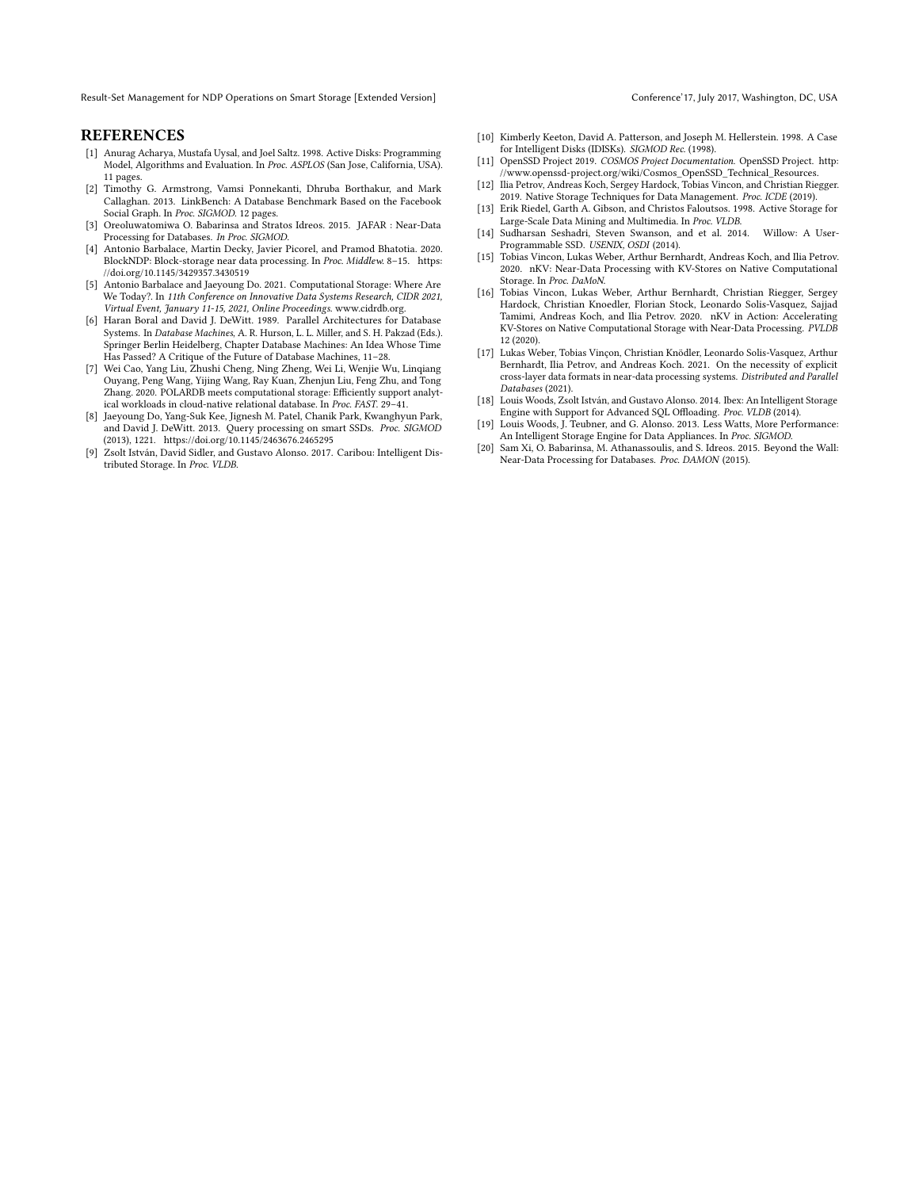# REFERENCES

[1] Anurag Acharya, Mustafa Uysal, and Joel Saltz. 1998. Active Disks: Programming Model, Algorithms and Evaluation. In *Proc. ASPLOS* (San Jose, California, USA). 11 pages.

[2] Timothy G. Armstrong, Vamsi Ponnekanti, Dhruba Borthakur, and Mark Callaghan. 2013. LinkBench: A Database Benchmark Based on the Facebook Social Graph. In *Proc. SIGMOD*. 12 pages.

[3] Oreoluwatomiwa O. Babarinsa and Stratos Idreos. 2015. JAFAR : Near-Data Processing for Databases. *In Proc. SIGMOD*.

[4] Antonio Barbalace, Martin Decky, Javier Picorel, and Pramod Bhatotia. 2020. BlockNDP: Block-storage near data processing. In *Proc. Middlew.* 8–15. https://doi.org/10.1145/3429357.3430519

[5] Antonio Barbalace and Jaeyoung Do. 2021. Computational Storage: Where Are We Today?. In *11th Conference on Innovative Data Systems Research, CIDR 2021, Virtual Event, January 11-15, 2021, Online Proceedings*. www.cidrdb.org.

[6] Haran Boral and David J. DeWitt. 1989. Parallel Architectures for Database Systems. In *Database Machines*, A. R. Hurson, L. L. Miller, and S. H. Pakzad (Eds.). Springer Berlin Heidelberg, Chapter Database Machines: An Idea Whose Time Has Passed? A Critique of the Future of Database Machines, 11–28.

[7] Wei Cao, Yang Liu, Zhushi Cheng, Ning Zheng, Wei Li, Wenjie Wu, Linqiang Ouyang, Peng Wang, Yijing Wang, Ray Kuan, Zhenjun Liu, Feng Zhu, and Tong Zhang. 2020. POLARDB meets computational storage: Efficiently support analytical workloads in cloud-native relational database. In *Proc. FAST*. 29–41.

[8] Jaeyoung Do, Yang-Suk Kee, Jignesh M. Patel, Chanik Park, Kwanghyun Park, and David J. DeWitt. 2013. Query processing on smart SSDs. *Proc. SIGMOD* (2013), 1221. https://doi.org/10.1145/2463676.2465295

[9] Zsolt István, David Sidler, and Gustavo Alonso. 2017. Caribou: Intelligent Distributed Storage. In *Proc. VLDB*.

[10] Kimberly Keeton, David A. Patterson, and Joseph M. Hellerstein. 1998. A Case for Intelligent Disks (IDISKs). *SIGMOD Rec.* (1998).

[11] OpenSSD Project 2019. *COSMOS Project Documentation*. OpenSSD Project. http://www.openssd-project.org/wiki/Cosmos_OpenSSD_Technical_Resources.

[12] Ilia Petrov, Andreas Koch, Sergey Hardock, Tobias Vincon, and Christian Riegger. 2019. Native Storage Techniques for Data Management. *Proc. ICDE* (2019).

[13] Erik Riedel, Garth A. Gibson, and Christos Faloutsos. 1998. Active Storage for Large-Scale Data Mining and Multimedia. In *Proc. VLDB*.

[14] Sudharsan Seshadri, Steven Swanson, and et al. 2014. Willow: A User-Programmable SSD. *USENIX, OSDI* (2014).

[15] Tobias Vincon, Lukas Weber, Arthur Bernhardt, Andreas Koch, and Ilia Petrov. 2020. nKV: Near-Data Processing with KV-Stores on Native Computational Storage. In *Proc. DaMoN*.

[16] Tobias Vincon, Lukas Weber, Arthur Bernhardt, Christian Riegger, Sergey Hardock, Christian Knoedler, Florian Stock, Leonardo Solis-Vasquez, Sajjad Tamimi, Andreas Koch, and Ilia Petrov. 2020. nKV in Action: Accelerating KV-Stores on Native Computational Storage with Near-Data Processing. *PVLDB* 12 (2020).

[17] Lukas Weber, Tobias Vinçon, Christian Knödler, Leonardo Solis-Vasquez, Arthur Bernhardt, Ilia Petrov, and Andreas Koch. 2021. On the necessity of explicit cross-layer data formats in near-data processing systems. *Distributed and Parallel Databases* (2021).

[18] Louis Woods, Zsolt István, and Gustavo Alonso. 2014. Ibex: An Intelligent Storage Engine with Support for Advanced SQL Offloading. *Proc. VLDB* (2014).

[19] Louis Woods, J. Teubner, and G. Alonso. 2013. Less Watts, More Performance: An Intelligent Storage Engine for Data Appliances. In *Proc. SIGMOD*.

[20] Sam Xi, O. Babarinsa, M. Athanassoulis, and S. Idreos. 2015. Beyond the Wall: Near-Data Processing for Databases. *Proc. DAMON* (2015).